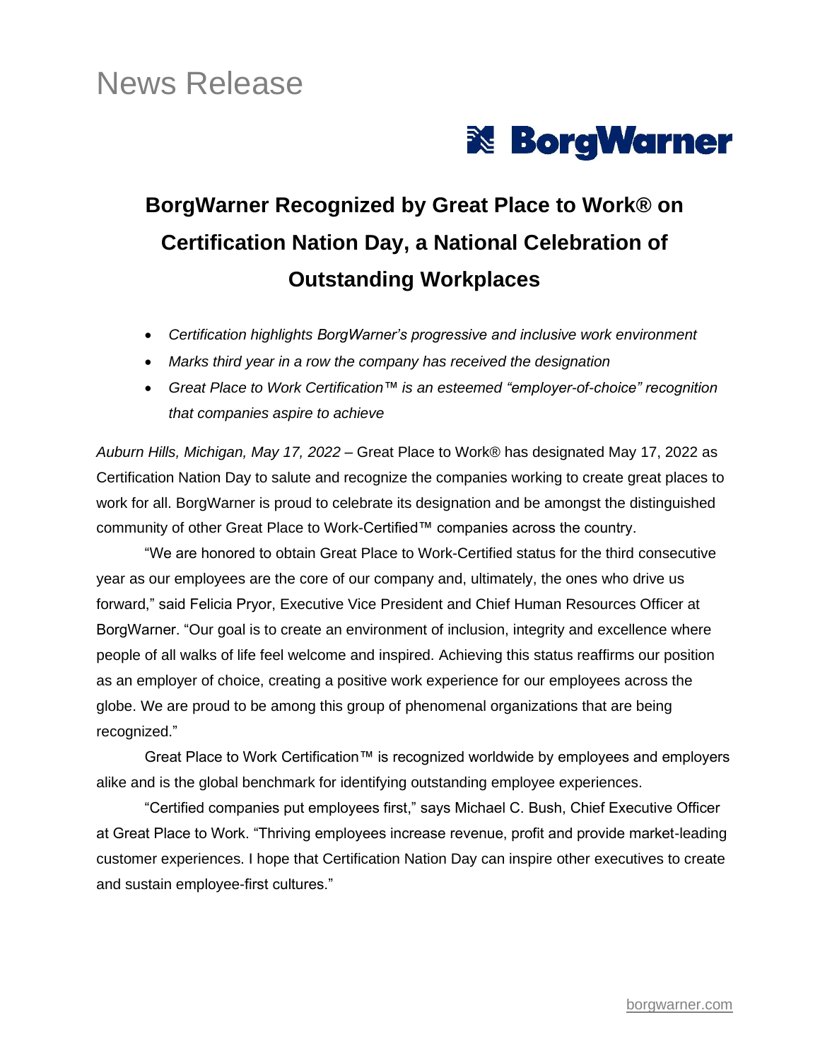News Release

BorgWarner

# BorgWarner Recognized by Great Place to Work® on Certification Nation Day, a National Celebration of Outstanding Workplaces

- *Certification highlights BorgWarner's progressive and inclusive work environment*
- *Marks third year in a row the company has received the designation*
- *Great Place to Work Certification™ is an esteemed "employer-of-choice" recognition that companies aspire to achieve*

*Auburn Hills, Michigan, May 17, 2022* – Great Place to Work® has designated May 17, 2022 as Certification Nation Day to salute and recognize the companies working to create great places to work for all. BorgWarner is proud to celebrate its designation and be amongst the distinguished community of other Great Place to Work-Certified™ companies across the country.

"We are honored to obtain Great Place to Work-Certified status for the third consecutive year as our employees are the core of our company and, ultimately, the ones who drive us forward," said Felicia Pryor, Executive Vice President and Chief Human Resources Officer at BorgWarner. "Our goal is to create an environment of inclusion, integrity and excellence where people of all walks of life feel welcome and inspired. Achieving this status reaffirms our position as an employer of choice, creating a positive work experience for our employees across the globe. We are proud to be among this group of phenomenal organizations that are being recognized."

Great Place to Work Certification™ is recognized worldwide by employees and employers alike and is the global benchmark for identifying outstanding employee experiences.

"Certified companies put employees first," says Michael C. Bush, Chief Executive Officer at Great Place to Work. "Thriving employees increase revenue, profit and provide market-leading customer experiences. I hope that Certification Nation Day can inspire other executives to create and sustain employee-first cultures."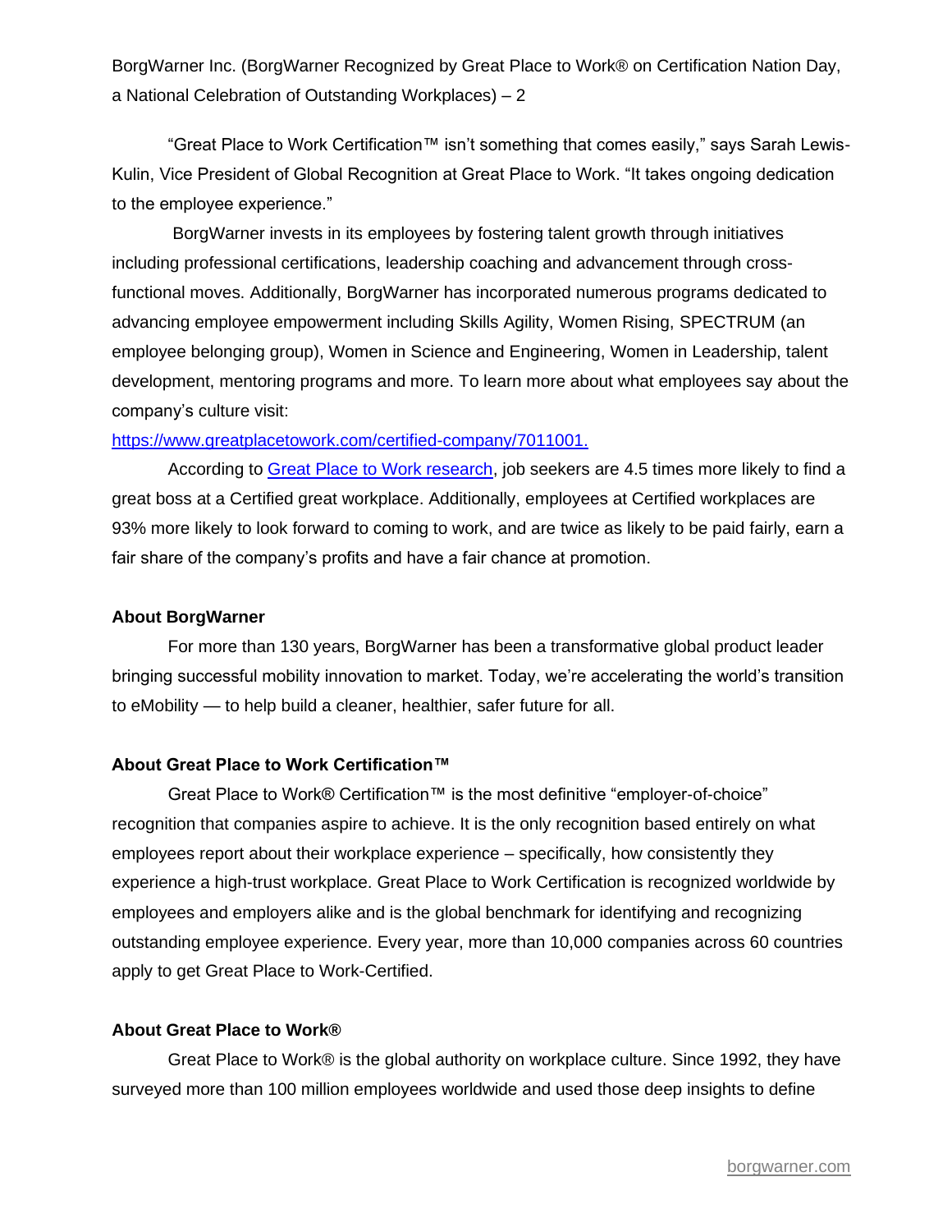"Great Place to Work Certification™ isn't something that comes easily," says Sarah Lewis-Kulin, Vice President of Global Recognition at Great Place to Work. "It takes ongoing dedication to the employee experience."

BorgWarner invests in its employees by fostering talent growth through initiatives including professional certifications, leadership coaching and advancement through cross-functional moves. Additionally, BorgWarner has incorporated numerous programs dedicated to advancing employee empowerment including Skills Agility, Women Rising, SPECTRUM (an employee belonging group), Women in Science and Engineering, Women in Leadership, talent development, mentoring programs and more. To learn more about what employees say about the company's culture visit: https://www.greatplacetowork.com/certified-company/7011001.

According to Great Place to Work research, job seekers are 4.5 times more likely to find a great boss at a Certified great workplace. Additionally, employees at Certified workplaces are 93% more likely to look forward to coming to work, and are twice as likely to be paid fairly, earn a fair share of the company's profits and have a fair chance at promotion.

**About BorgWarner**

For more than 130 years, BorgWarner has been a transformative global product leader bringing successful mobility innovation to market. Today, we're accelerating the world's transition to eMobility — to help build a cleaner, healthier, safer future for all.

**About Great Place to Work Certification™**

Great Place to Work® Certification™ is the most definitive "employer-of-choice" recognition that companies aspire to achieve. It is the only recognition based entirely on what employees report about their workplace experience – specifically, how consistently they experience a high-trust workplace. Great Place to Work Certification is recognized worldwide by employees and employers alike and is the global benchmark for identifying and recognizing outstanding employee experience. Every year, more than 10,000 companies across 60 countries apply to get Great Place to Work-Certified.

**About Great Place to Work®**

Great Place to Work® is the global authority on workplace culture. Since 1992, they have surveyed more than 100 million employees worldwide and used those deep insights to define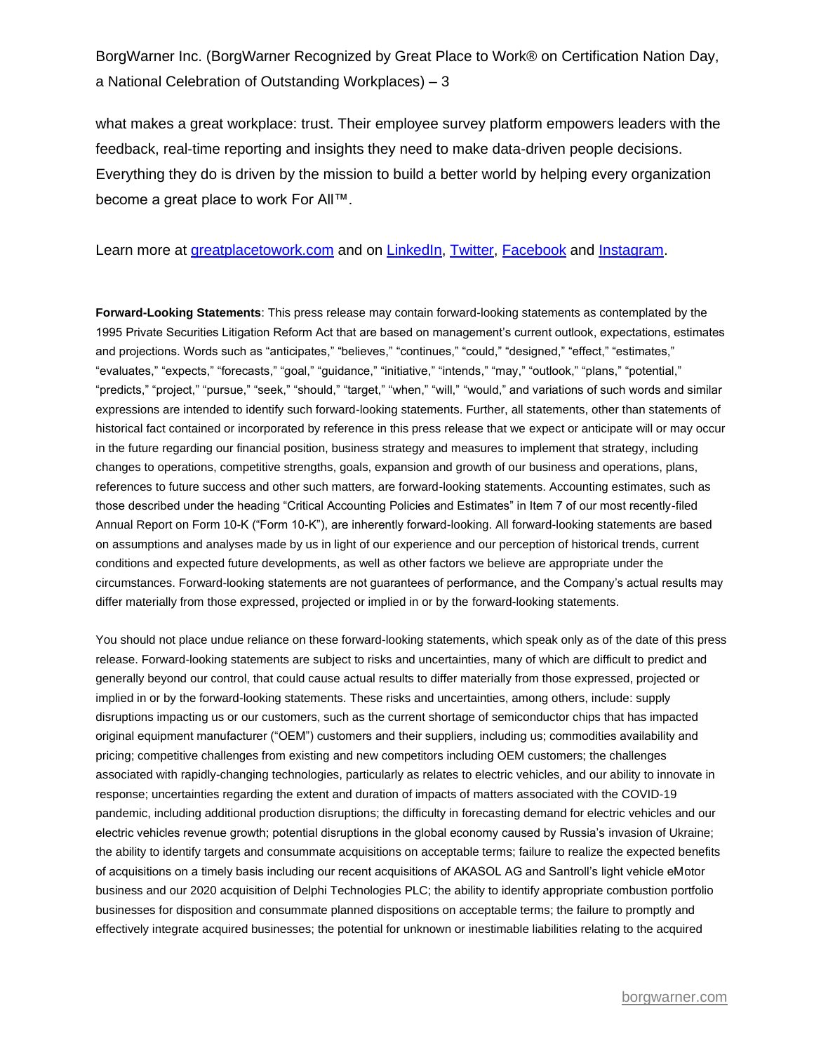what makes a great workplace: trust. Their employee survey platform empowers leaders with the feedback, real-time reporting and insights they need to make data-driven people decisions. Everything they do is driven by the mission to build a better world by helping every organization become a great place to work For All™.

Learn more at greatplacetowork.com and on LinkedIn, Twitter, Facebook and Instagram.

**Forward-Looking Statements**: This press release may contain forward-looking statements as contemplated by the 1995 Private Securities Litigation Reform Act that are based on management's current outlook, expectations, estimates and projections. Words such as "anticipates," "believes," "continues," "could," "designed," "effect," "estimates," "evaluates," "expects," "forecasts," "goal," "guidance," "initiative," "intends," "may," "outlook," "plans," "potential," "predicts," "project," "pursue," "seek," "should," "target," "when," "will," "would," and variations of such words and similar expressions are intended to identify such forward-looking statements. Further, all statements, other than statements of historical fact contained or incorporated by reference in this press release that we expect or anticipate will or may occur in the future regarding our financial position, business strategy and measures to implement that strategy, including changes to operations, competitive strengths, goals, expansion and growth of our business and operations, plans, references to future success and other such matters, are forward-looking statements. Accounting estimates, such as those described under the heading "Critical Accounting Policies and Estimates" in Item 7 of our most recently-filed Annual Report on Form 10-K ("Form 10-K"), are inherently forward-looking. All forward-looking statements are based on assumptions and analyses made by us in light of our experience and our perception of historical trends, current conditions and expected future developments, as well as other factors we believe are appropriate under the circumstances. Forward-looking statements are not guarantees of performance, and the Company's actual results may differ materially from those expressed, projected or implied in or by the forward-looking statements.

You should not place undue reliance on these forward-looking statements, which speak only as of the date of this press release. Forward-looking statements are subject to risks and uncertainties, many of which are difficult to predict and generally beyond our control, that could cause actual results to differ materially from those expressed, projected or implied in or by the forward-looking statements. These risks and uncertainties, among others, include: supply disruptions impacting us or our customers, such as the current shortage of semiconductor chips that has impacted original equipment manufacturer ("OEM") customers and their suppliers, including us; commodities availability and pricing; competitive challenges from existing and new competitors including OEM customers; the challenges associated with rapidly-changing technologies, particularly as relates to electric vehicles, and our ability to innovate in response; uncertainties regarding the extent and duration of impacts of matters associated with the COVID-19 pandemic, including additional production disruptions; the difficulty in forecasting demand for electric vehicles and our electric vehicles revenue growth; potential disruptions in the global economy caused by Russia's invasion of Ukraine; the ability to identify targets and consummate acquisitions on acceptable terms; failure to realize the expected benefits of acquisitions on a timely basis including our recent acquisitions of AKASOL AG and Santroll's light vehicle eMotor business and our 2020 acquisition of Delphi Technologies PLC; the ability to identify appropriate combustion portfolio businesses for disposition and consummate planned dispositions on acceptable terms; the failure to promptly and effectively integrate acquired businesses; the potential for unknown or inestimable liabilities relating to the acquired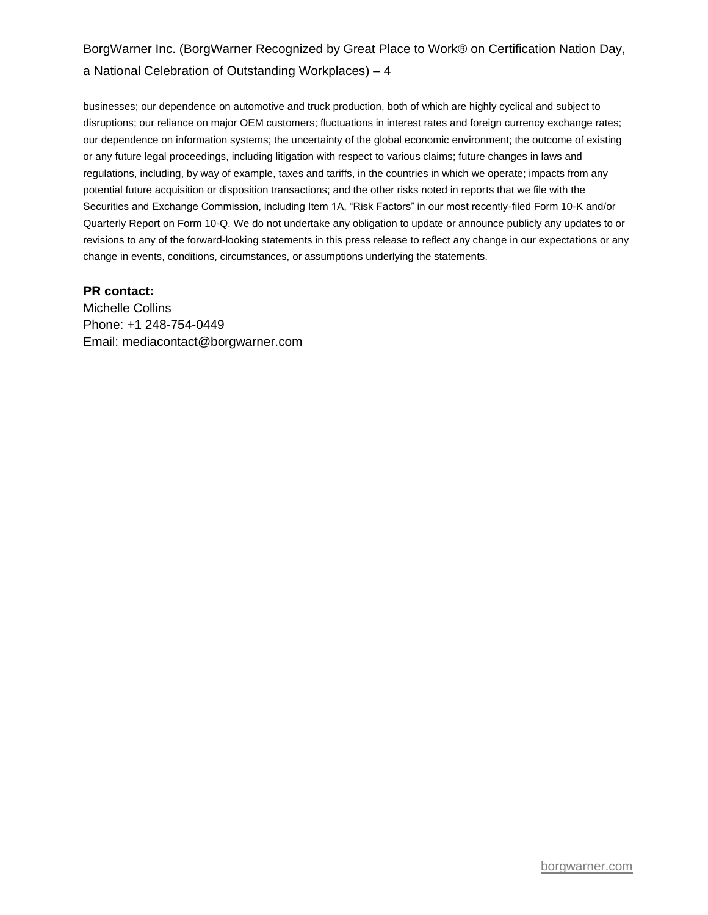businesses; our dependence on automotive and truck production, both of which are highly cyclical and subject to disruptions; our reliance on major OEM customers; fluctuations in interest rates and foreign currency exchange rates; our dependence on information systems; the uncertainty of the global economic environment; the outcome of existing or any future legal proceedings, including litigation with respect to various claims; future changes in laws and regulations, including, by way of example, taxes and tariffs, in the countries in which we operate; impacts from any potential future acquisition or disposition transactions; and the other risks noted in reports that we file with the Securities and Exchange Commission, including Item 1A, “Risk Factors” in our most recently-filed Form 10-K and/or Quarterly Report on Form 10-Q. We do not undertake any obligation to update or announce publicly any updates to or revisions to any of the forward-looking statements in this press release to reflect any change in our expectations or any change in events, conditions, circumstances, or assumptions underlying the statements.

**PR contact:**
Michelle Collins
Phone: +1 248-754-0449
Email: mediacontact@borgwarner.com